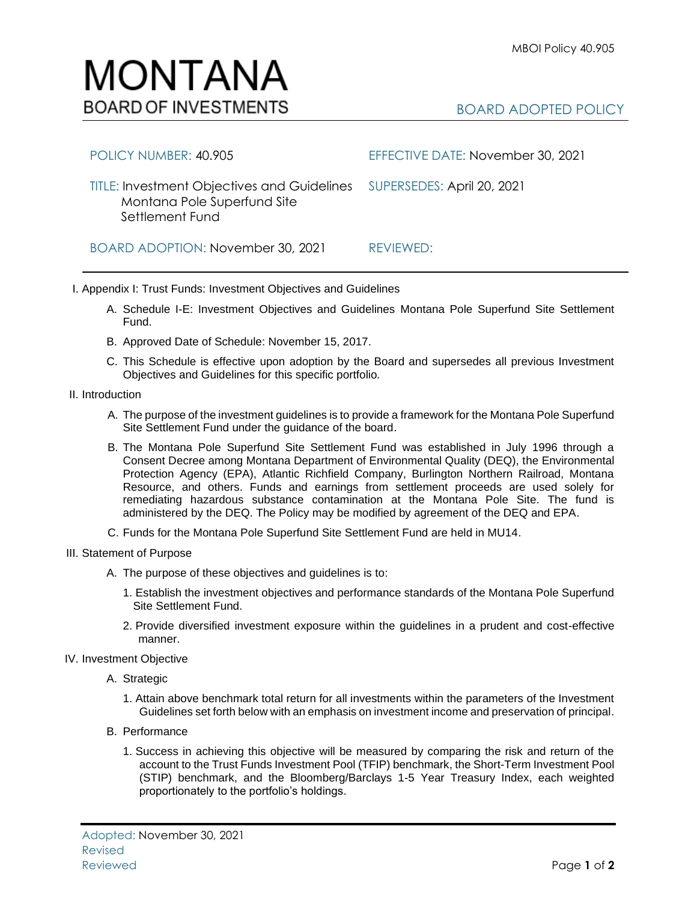MBOI Policy 40.905

# MONTANA
## BOARD OF INVESTMENTS

BOARD ADOPTED POLICY

| | |
|---|---|
| POLICY NUMBER: 40.905 | EFFECTIVE DATE: November 30, 2021 |
| TITLE: Investment Objectives and Guidelines Montana Pole Superfund Site Settlement Fund | SUPERSEDES: April 20, 2021 |
| BOARD ADOPTION: November 30, 2021 | REVIEWED: |

I. Appendix I: Trust Funds: Investment Objectives and Guidelines

   A. Schedule I-E: Investment Objectives and Guidelines Montana Pole Superfund Site Settlement Fund.

   B. Approved Date of Schedule: November 15, 2017.

   C. This Schedule is effective upon adoption by the Board and supersedes all previous Investment Objectives and Guidelines for this specific portfolio.

II. Introduction

   A. The purpose of the investment guidelines is to provide a framework for the Montana Pole Superfund Site Settlement Fund under the guidance of the board.

   B. The Montana Pole Superfund Site Settlement Fund was established in July 1996 through a Consent Decree among Montana Department of Environmental Quality (DEQ), the Environmental Protection Agency (EPA), Atlantic Richfield Company, Burlington Northern Railroad, Montana Resource, and others. Funds and earnings from settlement proceeds are used solely for remediating hazardous substance contamination at the Montana Pole Site. The fund is administered by the DEQ. The Policy may be modified by agreement of the DEQ and EPA.

   C. Funds for the Montana Pole Superfund Site Settlement Fund are held in MU14.

III. Statement of Purpose

   A. The purpose of these objectives and guidelines is to:

      1. Establish the investment objectives and performance standards of the Montana Pole Superfund Site Settlement Fund.

      2. Provide diversified investment exposure within the guidelines in a prudent and cost-effective manner.

IV. Investment Objective

   A. Strategic

      1. Attain above benchmark total return for all investments within the parameters of the Investment Guidelines set forth below with an emphasis on investment income and preservation of principal.

   B. Performance

      1. Success in achieving this objective will be measured by comparing the risk and return of the account to the Trust Funds Investment Pool (TFIP) benchmark, the Short-Term Investment Pool (STIP) benchmark, and the Bloomberg/Barclays 1-5 Year Treasury Index, each weighted proportionately to the portfolio's holdings.

Adopted: November 30, 2021
Revised
Reviewed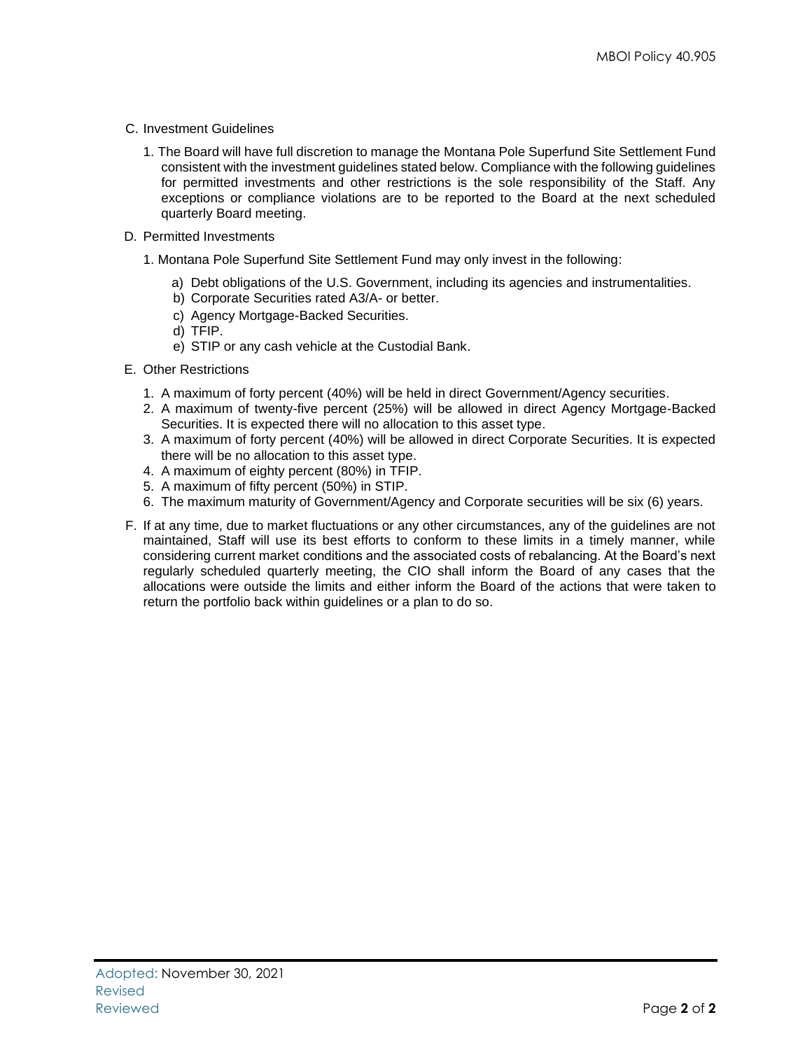C. Investment Guidelines

1. The Board will have full discretion to manage the Montana Pole Superfund Site Settlement Fund consistent with the investment guidelines stated below. Compliance with the following guidelines for permitted investments and other restrictions is the sole responsibility of the Staff. Any exceptions or compliance violations are to be reported to the Board at the next scheduled quarterly Board meeting.

D. Permitted Investments

1. Montana Pole Superfund Site Settlement Fund may only invest in the following:

   a) Debt obligations of the U.S. Government, including its agencies and instrumentalities.
   b) Corporate Securities rated A3/A- or better.
   c) Agency Mortgage-Backed Securities.
   d) TFIP.
   e) STIP or any cash vehicle at the Custodial Bank.

E. Other Restrictions

1. A maximum of forty percent (40%) will be held in direct Government/Agency securities.
2. A maximum of twenty-five percent (25%) will be allowed in direct Agency Mortgage-Backed Securities. It is expected there will no allocation to this asset type.
3. A maximum of forty percent (40%) will be allowed in direct Corporate Securities. It is expected there will be no allocation to this asset type.
4. A maximum of eighty percent (80%) in TFIP.
5. A maximum of fifty percent (50%) in STIP.
6. The maximum maturity of Government/Agency and Corporate securities will be six (6) years.

F. If at any time, due to market fluctuations or any other circumstances, any of the guidelines are not maintained, Staff will use its best efforts to conform to these limits in a timely manner, while considering current market conditions and the associated costs of rebalancing. At the Board's next regularly scheduled quarterly meeting, the CIO shall inform the Board of any cases that the allocations were outside the limits and either inform the Board of the actions that were taken to return the portfolio back within guidelines or a plan to do so.

Adopted: November 30, 2021
Revised
Reviewed